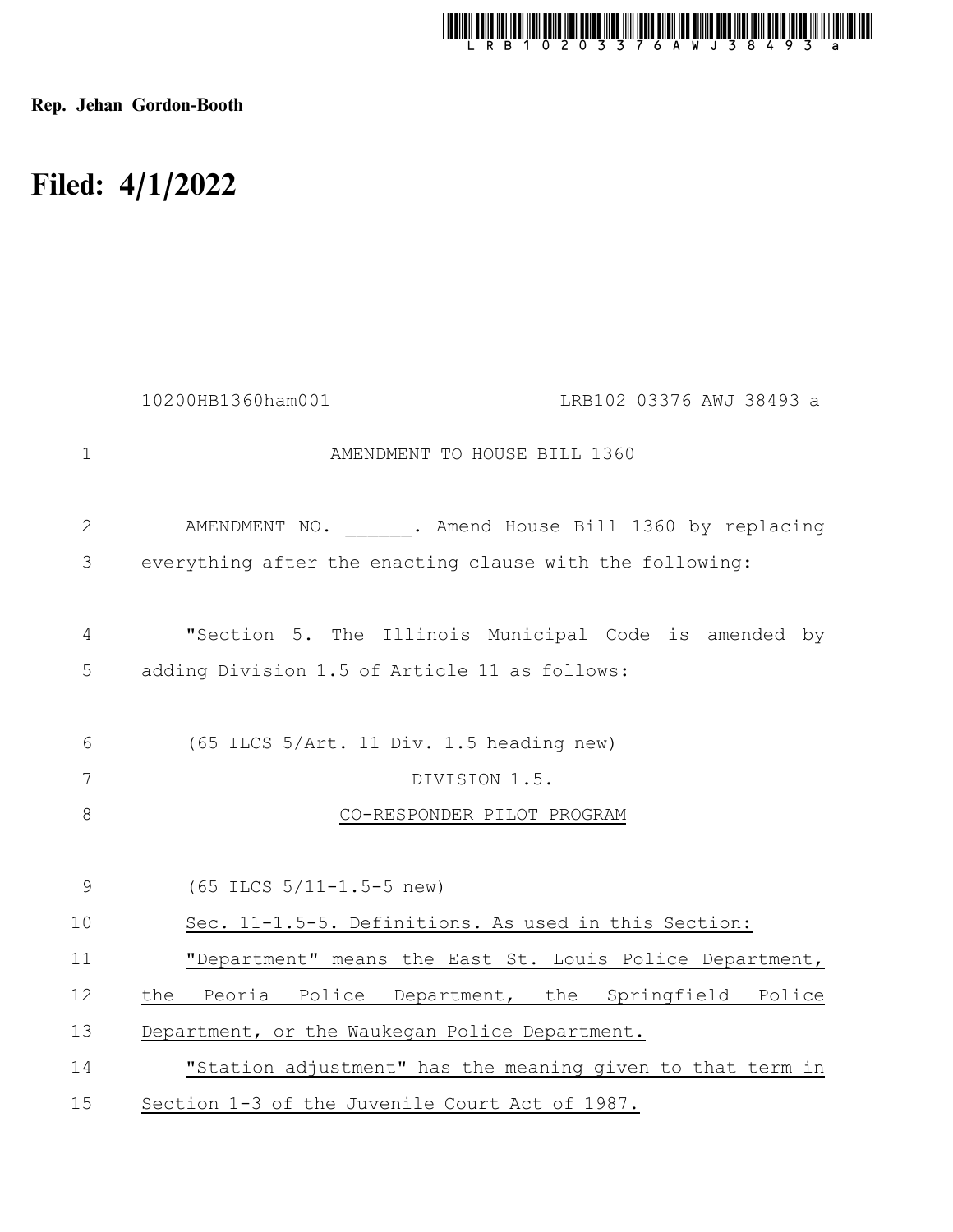Rep. Jehan Gordon-Booth

# Filed: 4/1/2022

10200HB1360ham001 LRB102 03376 AWJ 38493 a

AMENDMENT TO HOUSE BILL 1360

AMENDMENT NO. ______. Amend House Bill 1360 by replacing everything after the enacting clause with the following:

"Section 5. The Illinois Municipal Code is amended by adding Division 1.5 of Article 11 as follows:

(65 ILCS 5/Art. 11 Div. 1.5 heading new)

DIVISION 1.5.

CO-RESPONDER PILOT PROGRAM

(65 ILCS 5/11-1.5-5 new)

Sec. 11-1.5-5. Definitions. As used in this Section:

"Department" means the East St. Louis Police Department, the Peoria Police Department, the Springfield Police Department, or the Waukegan Police Department.

"Station adjustment" has the meaning given to that term in Section 1-3 of the Juvenile Court Act of 1987.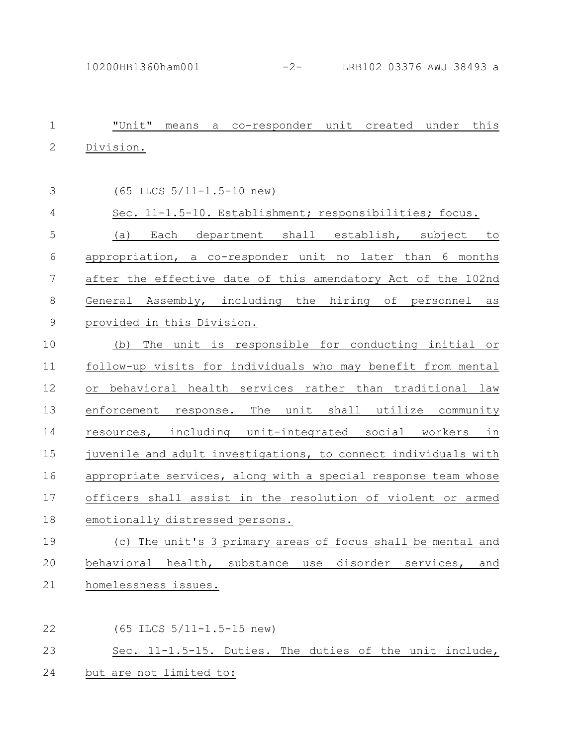"Unit" means a co-responder unit created under this Division.

(65 ILCS 5/11-1.5-10 new)

Sec. 11-1.5-10. Establishment; responsibilities; focus.

(a) Each department shall establish, subject to appropriation, a co-responder unit no later than 6 months after the effective date of this amendatory Act of the 102nd General Assembly, including the hiring of personnel as provided in this Division.

(b) The unit is responsible for conducting initial or follow-up visits for individuals who may benefit from mental or behavioral health services rather than traditional law enforcement response. The unit shall utilize community resources, including unit-integrated social workers in juvenile and adult investigations, to connect individuals with appropriate services, along with a special response team whose officers shall assist in the resolution of violent or armed emotionally distressed persons.

(c) The unit's 3 primary areas of focus shall be mental and behavioral health, substance use disorder services, and homelessness issues.

(65 ILCS 5/11-1.5-15 new)

Sec. 11-1.5-15. Duties. The duties of the unit include, but are not limited to: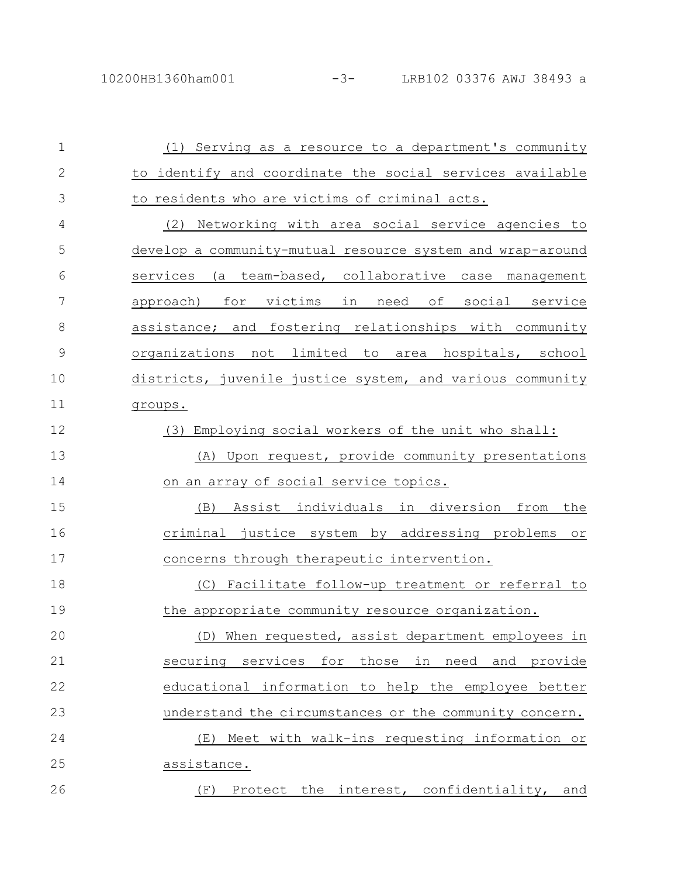(1) Serving as a resource to a department's community to identify and coordinate the social services available to residents who are victims of criminal acts.

(2) Networking with area social service agencies to develop a community-mutual resource system and wrap-around services (a team-based, collaborative case management approach) for victims in need of social service assistance; and fostering relationships with community organizations not limited to area hospitals, school districts, juvenile justice system, and various community groups.

(3) Employing social workers of the unit who shall:

(A) Upon request, provide community presentations on an array of social service topics.

(B) Assist individuals in diversion from the criminal justice system by addressing problems or concerns through therapeutic intervention.

(C) Facilitate follow-up treatment or referral to the appropriate community resource organization.

(D) When requested, assist department employees in securing services for those in need and provide educational information to help the employee better understand the circumstances or the community concern.

(E) Meet with walk-ins requesting information or assistance.

(F) Protect the interest, confidentiality, and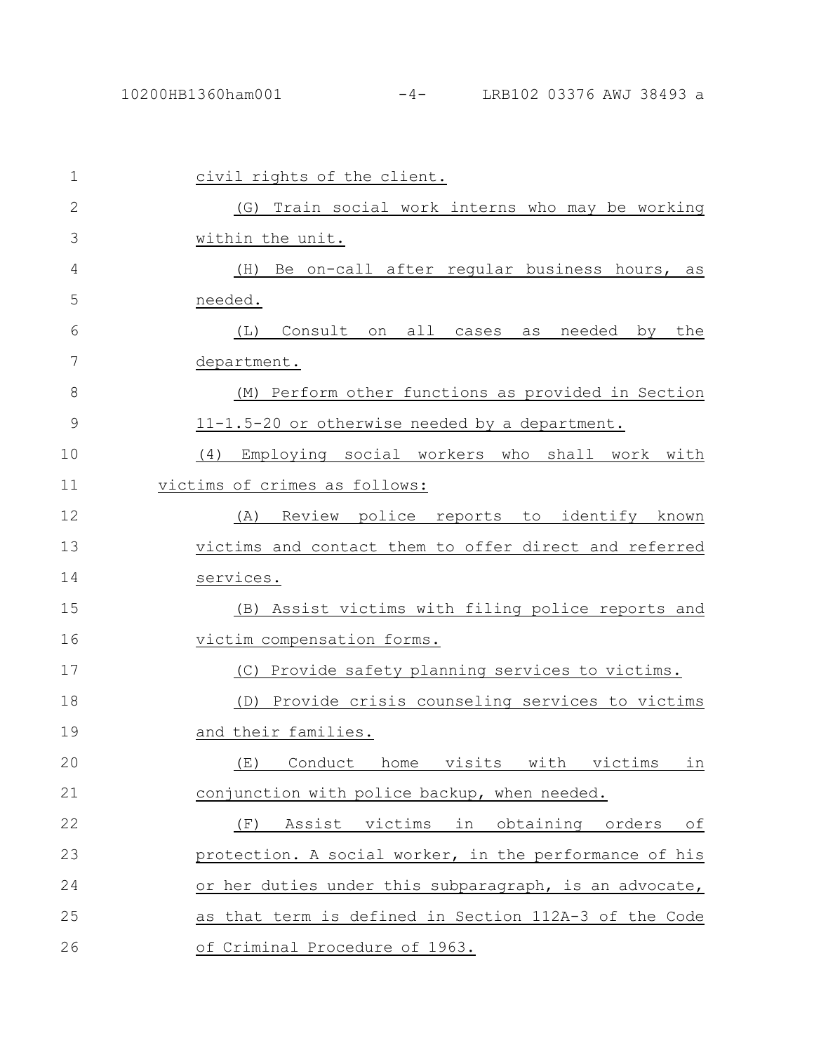civil rights of the client.

(G) Train social work interns who may be working within the unit.

(H) Be on-call after regular business hours, as needed.

(L) Consult on all cases as needed by the department.

(M) Perform other functions as provided in Section 11-1.5-20 or otherwise needed by a department.

(4) Employing social workers who shall work with victims of crimes as follows:

(A) Review police reports to identify known victims and contact them to offer direct and referred services.

(B) Assist victims with filing police reports and victim compensation forms.

(C) Provide safety planning services to victims.

(D) Provide crisis counseling services to victims and their families.

(E) Conduct home visits with victims in conjunction with police backup, when needed.

(F) Assist victims in obtaining orders of protection. A social worker, in the performance of his or her duties under this subparagraph, is an advocate, as that term is defined in Section 112A-3 of the Code of Criminal Procedure of 1963.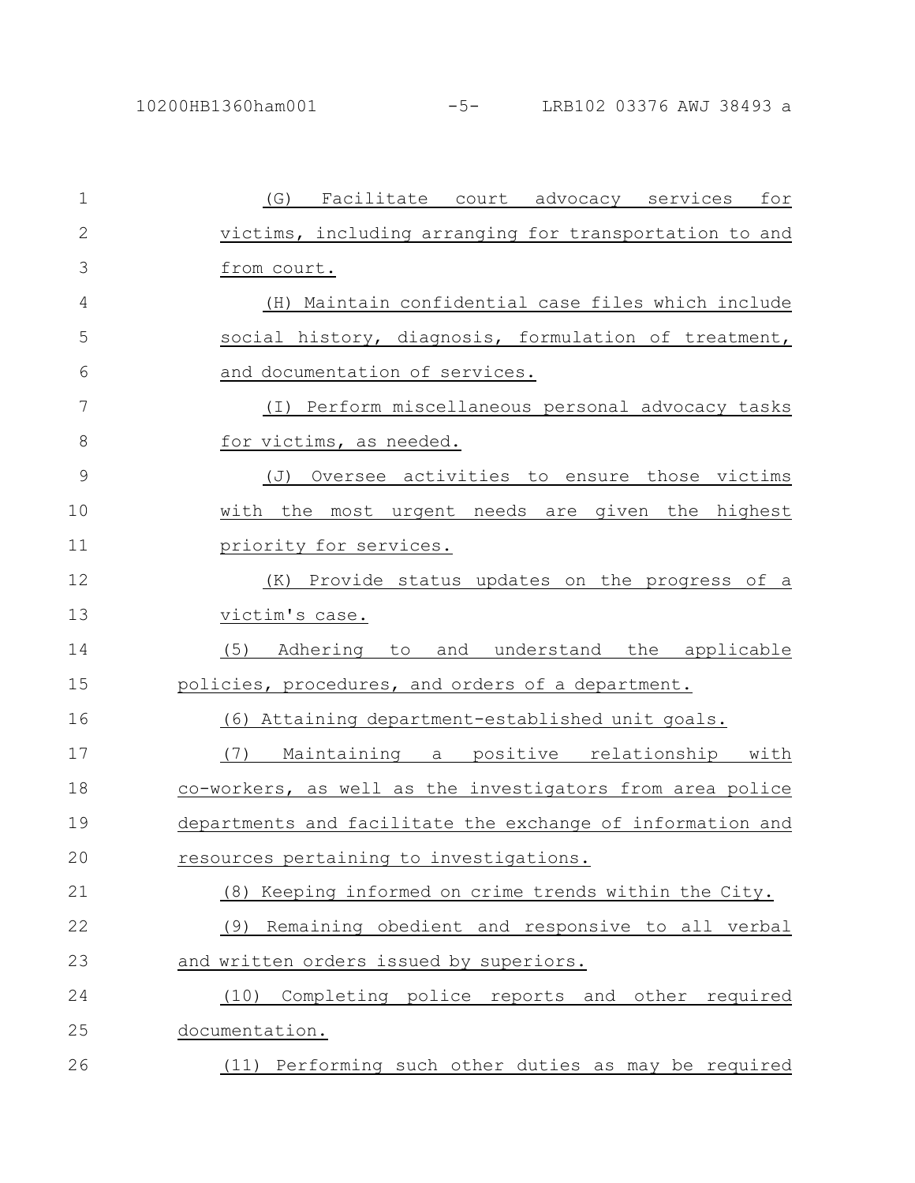(G) Facilitate court advocacy services for victims, including arranging for transportation to and from court.

(H) Maintain confidential case files which include social history, diagnosis, formulation of treatment, and documentation of services.

(I) Perform miscellaneous personal advocacy tasks for victims, as needed.

(J) Oversee activities to ensure those victims with the most urgent needs are given the highest priority for services.

(K) Provide status updates on the progress of a victim's case.

(5) Adhering to and understand the applicable policies, procedures, and orders of a department.

(6) Attaining department-established unit goals.

(7) Maintaining a positive relationship with co-workers, as well as the investigators from area police departments and facilitate the exchange of information and resources pertaining to investigations.

(8) Keeping informed on crime trends within the City.

(9) Remaining obedient and responsive to all verbal and written orders issued by superiors.

(10) Completing police reports and other required documentation.

(11) Performing such other duties as may be required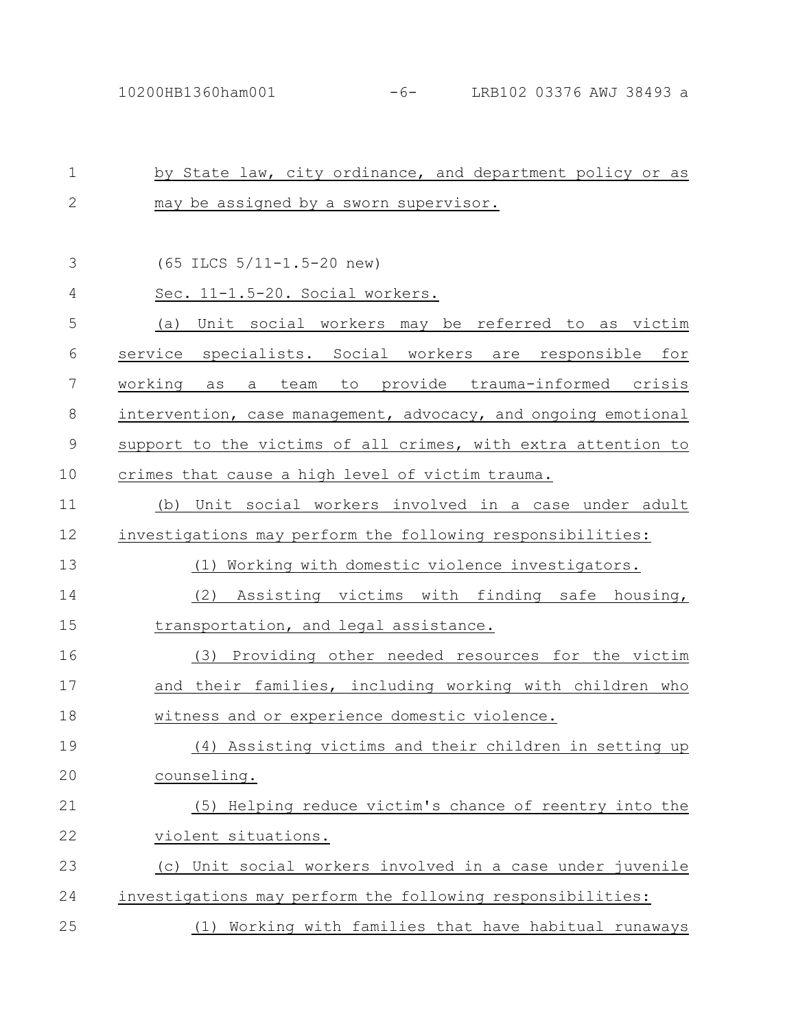by State law, city ordinance, and department policy or as may be assigned by a sworn supervisor.

(65 ILCS 5/11-1.5-20 new)

Sec. 11-1.5-20. Social workers.

(a) Unit social workers may be referred to as victim service specialists. Social workers are responsible for working as a team to provide trauma-informed crisis intervention, case management, advocacy, and ongoing emotional support to the victims of all crimes, with extra attention to crimes that cause a high level of victim trauma.

(b) Unit social workers involved in a case under adult investigations may perform the following responsibilities:

(1) Working with domestic violence investigators.

(2) Assisting victims with finding safe housing, transportation, and legal assistance.

(3) Providing other needed resources for the victim and their families, including working with children who witness and or experience domestic violence.

(4) Assisting victims and their children in setting up counseling.

(5) Helping reduce victim's chance of reentry into the violent situations.

(c) Unit social workers involved in a case under juvenile investigations may perform the following responsibilities:

(1) Working with families that have habitual runaways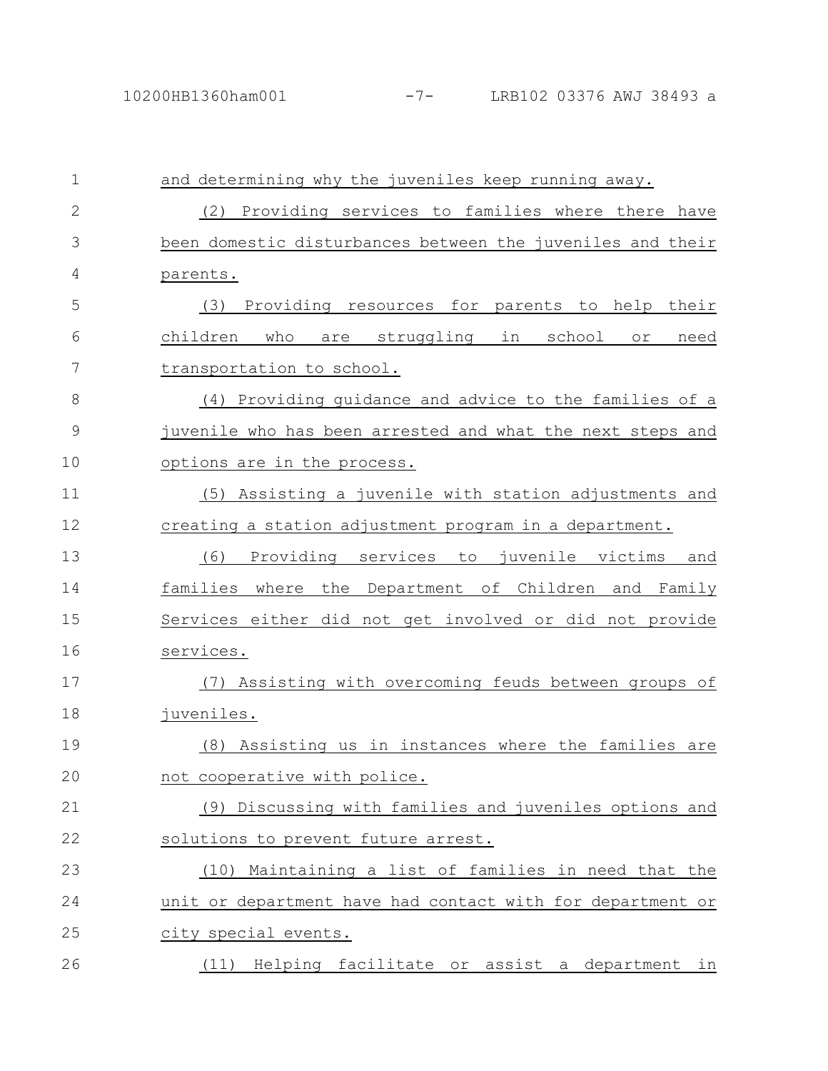and determining why the juveniles keep running away.

(2) Providing services to families where there have been domestic disturbances between the juveniles and their parents.

(3) Providing resources for parents to help their children who are struggling in school or need transportation to school.

(4) Providing guidance and advice to the families of a juvenile who has been arrested and what the next steps and options are in the process.

(5) Assisting a juvenile with station adjustments and creating a station adjustment program in a department.

(6) Providing services to juvenile victims and families where the Department of Children and Family Services either did not get involved or did not provide services.

(7) Assisting with overcoming feuds between groups of juveniles.

(8) Assisting us in instances where the families are not cooperative with police.

(9) Discussing with families and juveniles options and solutions to prevent future arrest.

(10) Maintaining a list of families in need that the unit or department have had contact with for department or city special events.

(11) Helping facilitate or assist a department in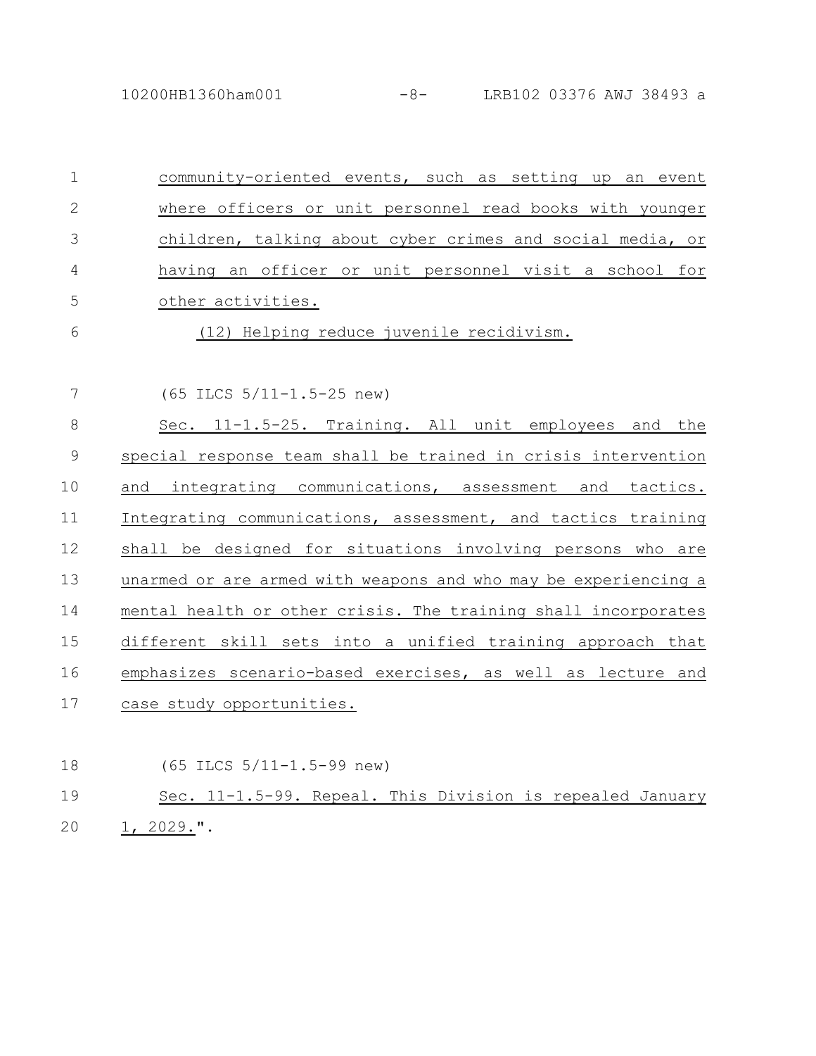community-oriented events, such as setting up an event where officers or unit personnel read books with younger children, talking about cyber crimes and social media, or having an officer or unit personnel visit a school for other activities.

(12) Helping reduce juvenile recidivism.

(65 ILCS 5/11-1.5-25 new)

Sec. 11-1.5-25. Training. All unit employees and the special response team shall be trained in crisis intervention and integrating communications, assessment and tactics. Integrating communications, assessment, and tactics training shall be designed for situations involving persons who are unarmed or are armed with weapons and who may be experiencing a mental health or other crisis. The training shall incorporates different skill sets into a unified training approach that emphasizes scenario-based exercises, as well as lecture and case study opportunities.

(65 ILCS 5/11-1.5-99 new)

Sec. 11-1.5-99. Repeal. This Division is repealed January 1, 2029.".